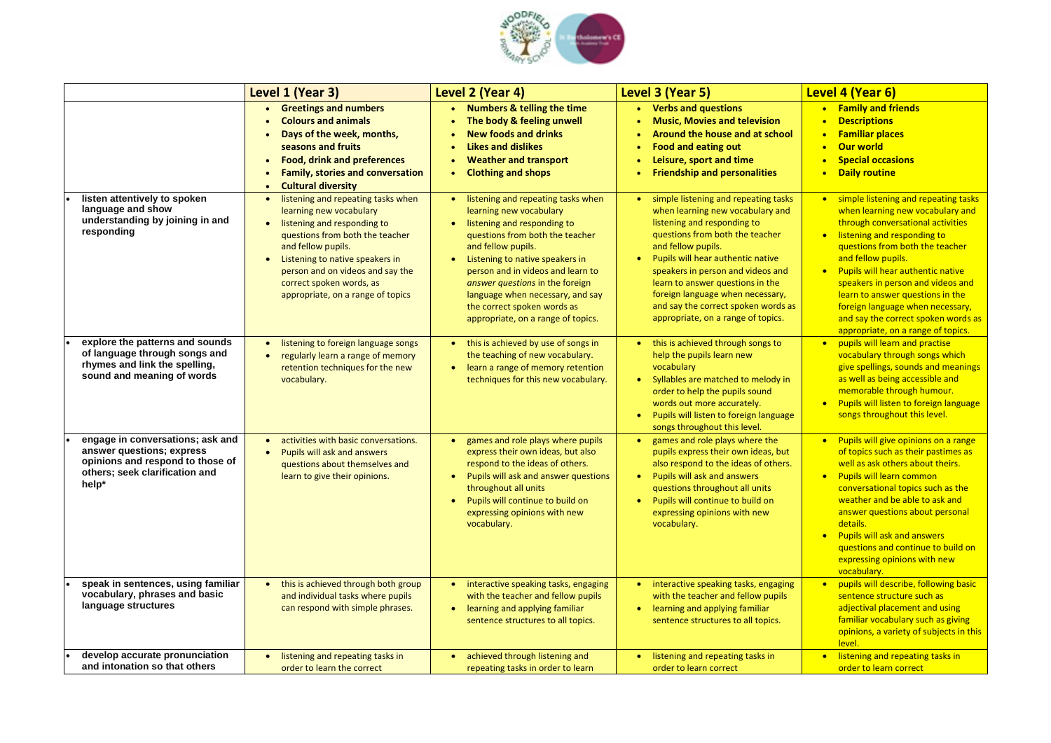| | Level 1 (Year 3) | Level 2 (Year 4) | Level 3 (Year 5) | Level 4 (Year 6) |
|---|---|---|---|---|
| | • **Greetings and numbers**<br>• **Colours and animals**<br>• **Days of the week, months, seasons and fruits**<br>• **Food, drink and preferences**<br>• **Family, stories and conversation**<br>• **Cultural diversity** | • **Numbers & telling the time**<br>• **The body & feeling unwell**<br>• **New foods and drinks**<br>• **Likes and dislikes**<br>• **Weather and transport**<br>• **Clothing and shops** | • **Verbs and questions**<br>• **Music, Movies and television**<br>• **Around the house and at school**<br>• **Food and eating out**<br>• **Leisure, sport and time**<br>• **Friendship and personalities** | • **Family and friends**<br>• **Descriptions**<br>• **Familiar places**<br>• **Our world**<br>• **Special occasions**<br>• **Daily routine** |
| • **listen attentively to spoken language and show understanding by joining in and responding** | • listening and repeating tasks when learning new vocabulary<br>• listening and responding to questions from both the teacher and fellow pupils.<br>• Listening to native speakers in person and on videos and say the correct spoken words, as appropriate, on a range of topics | • listening and repeating tasks when learning new vocabulary<br>• listening and responding to questions from both the teacher and fellow pupils.<br>• Listening to native speakers in person and in videos and learn to *answer questions* in the foreign language when necessary, and say the correct spoken words as appropriate, on a range of topics. | • simple listening and repeating tasks when learning new vocabulary and listening and responding to questions from both the teacher and fellow pupils.<br>• Pupils will hear authentic native speakers in person and videos and learn to answer questions in the foreign language when necessary, and say the correct spoken words as appropriate, on a range of topics. | • simple listening and repeating tasks when learning new vocabulary and through conversational activities<br>• listening and responding to questions from both the teacher and fellow pupils.<br>• Pupils will hear authentic native speakers in person and videos and learn to answer questions in the foreign language when necessary, and say the correct spoken words as appropriate, on a range of topics. |
| • **explore the patterns and sounds of language through songs and rhymes and link the spelling, sound and meaning of words** | • listening to foreign language songs<br>• regularly learn a range of memory retention techniques for the new vocabulary. | • this is achieved by use of songs in the teaching of new vocabulary.<br>• learn a range of memory retention techniques for this new vocabulary. | • this is achieved through songs to help the pupils learn new vocabulary<br>• Syllables are matched to melody in order to help the pupils sound words out more accurately.<br>• Pupils will listen to foreign language songs throughout this level. | • pupils will learn and practise vocabulary through songs which give spellings, sounds and meanings as well as being accessible and memorable through humour.<br>• Pupils will listen to foreign language songs throughout this level. |
| • **engage in conversations; ask and answer questions; express opinions and respond to those of others; seek clarification and help*** | • activities with basic conversations.<br>• Pupils will ask and answers questions about themselves and learn to give their opinions. | • games and role plays where pupils express their own ideas, but also respond to the ideas of others.<br>• Pupils will ask and answer questions throughout all units<br>• Pupils will continue to build on expressing opinions with new vocabulary. | • games and role plays where the pupils express their own ideas, but also respond to the ideas of others.<br>• Pupils will ask and answers questions throughout all units<br>• Pupils will continue to build on expressing opinions with new vocabulary. | • Pupils will give opinions on a range of topics such as their pastimes as well as ask others about theirs.<br>• Pupils will learn common conversational topics such as the weather and be able to ask and answer questions about personal details.<br>• Pupils will ask and answers questions and continue to build on expressing opinions with new vocabulary. |
| • **speak in sentences, using familiar vocabulary, phrases and basic language structures** | • this is achieved through both group and individual tasks where pupils can respond with simple phrases. | • interactive speaking tasks, engaging with the teacher and fellow pupils<br>• learning and applying familiar sentence structures to all topics. | • interactive speaking tasks, engaging with the teacher and fellow pupils<br>• learning and applying familiar sentence structures to all topics. | • pupils will describe, following basic sentence structure such as adjectival placement and using familiar vocabulary such as giving opinions, a variety of subjects in this level. |
| • **develop accurate pronunciation and intonation so that others** | • listening and repeating tasks in order to learn the correct | • achieved through listening and repeating tasks in order to learn | • listening and repeating tasks in order to learn correct | • listening and repeating tasks in order to learn correct |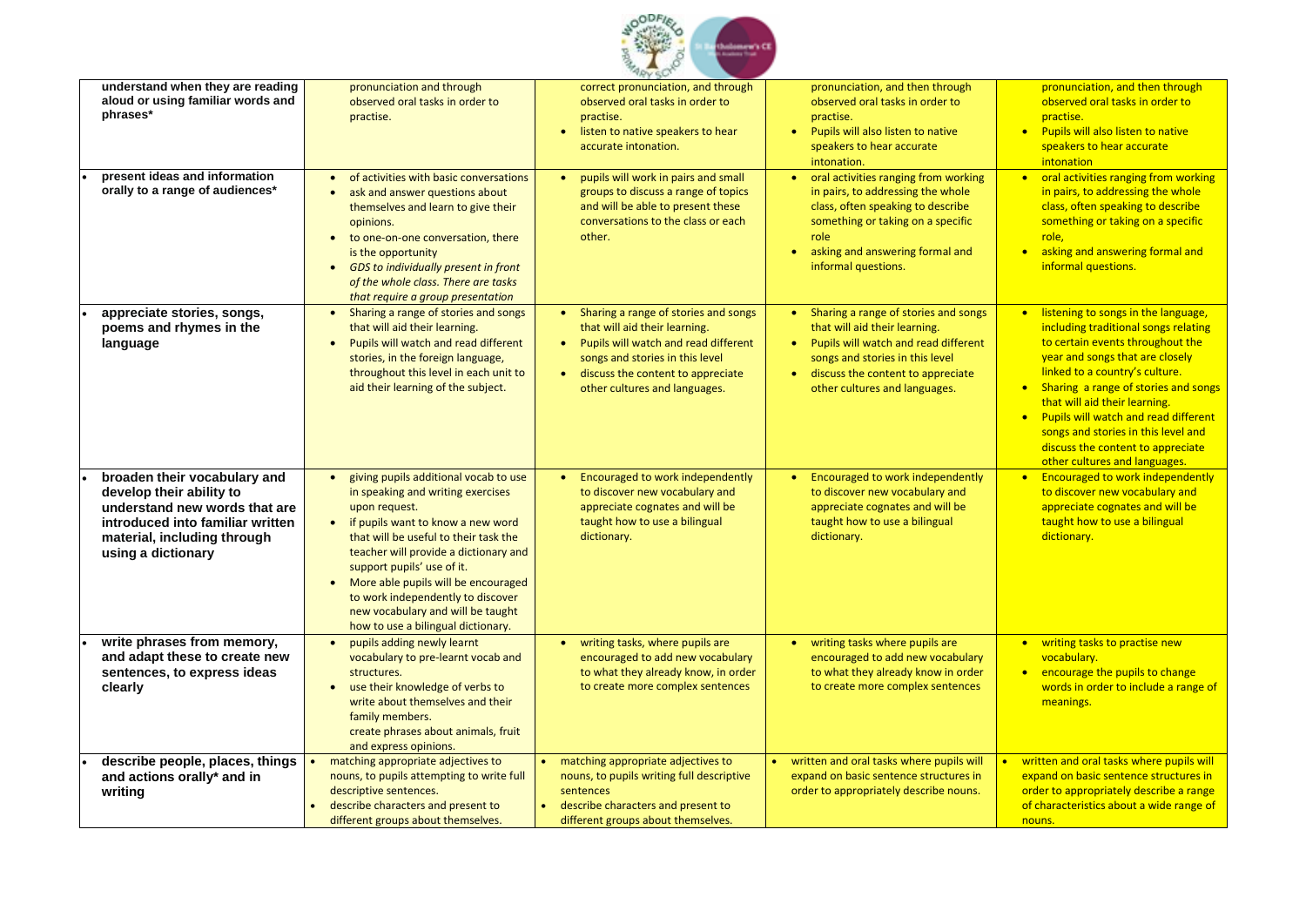| | | | | |
|---|---|---|---|---|
| understand when they are reading aloud or using familiar words and phrases* | pronunciation and through observed oral tasks in order to practise. | correct pronunciation, and through observed oral tasks in order to practise.<br>• listen to native speakers to hear accurate intonation. | pronunciation, and then through observed oral tasks in order to practise.<br>• Pupils will also listen to native speakers to hear accurate intonation. | pronunciation, and then through observed oral tasks in order to practise.<br>• Pupils will also listen to native speakers to hear accurate intonation |
| • present ideas and information orally to a range of audiences* | • of activities with basic conversations<br>• ask and answer questions about themselves and learn to give their opinions.<br>• to one-on-one conversation, there is the opportunity<br>• *GDS to individually present in front of the whole class. There are tasks that require a group presentation* | • pupils will work in pairs and small groups to discuss a range of topics and will be able to present these conversations to the class or each other. | • oral activities ranging from working in pairs, to addressing the whole class, often speaking to describe something or taking on a specific role<br>• asking and answering formal and informal questions. | • oral activities ranging from working in pairs, to addressing the whole class, often speaking to describe something or taking on a specific role,<br>• asking and answering formal and informal questions. |
| • appreciate stories, songs, poems and rhymes in the language | • Sharing a range of stories and songs that will aid their learning.<br>• Pupils will watch and read different stories, in the foreign language, throughout this level in each unit to aid their learning of the subject. | • Sharing a range of stories and songs that will aid their learning.<br>• Pupils will watch and read different songs and stories in this level<br>• discuss the content to appreciate other cultures and languages. | • Sharing a range of stories and songs that will aid their learning.<br>• Pupils will watch and read different songs and stories in this level<br>• discuss the content to appreciate other cultures and languages. | • listening to songs in the language, including traditional songs relating to certain events throughout the year and songs that are closely linked to a country's culture.<br>• Sharing a range of stories and songs that will aid their learning.<br>• Pupils will watch and read different songs and stories in this level and discuss the content to appreciate other cultures and languages. |
| • broaden their vocabulary and develop their ability to understand new words that are introduced into familiar written material, including through using a dictionary | • giving pupils additional vocab to use in speaking and writing exercises upon request.<br>• if pupils want to know a new word that will be useful to their task the teacher will provide a dictionary and support pupils' use of it.<br>• More able pupils will be encouraged to work independently to discover new vocabulary and will be taught how to use a bilingual dictionary. | • Encouraged to work independently to discover new vocabulary and appreciate cognates and will be taught how to use a bilingual dictionary. | • Encouraged to work independently to discover new vocabulary and appreciate cognates and will be taught how to use a bilingual dictionary. | • Encouraged to work independently to discover new vocabulary and appreciate cognates and will be taught how to use a bilingual dictionary. |
| • write phrases from memory, and adapt these to create new sentences, to express ideas clearly | • pupils adding newly learnt vocabulary to pre-learnt vocab and structures.<br>• use their knowledge of verbs to write about themselves and their family members.<br>create phrases about animals, fruit and express opinions. | • writing tasks, where pupils are encouraged to add new vocabulary to what they already know, in order to create more complex sentences | • writing tasks where pupils are encouraged to add new vocabulary to what they already know in order to create more complex sentences | • writing tasks to practise new vocabulary.<br>• encourage the pupils to change words in order to include a range of meanings. |
| • describe people, places, things and actions orally* and in writing | • matching appropriate adjectives to nouns, to pupils attempting to write full descriptive sentences.<br>• describe characters and present to different groups about themselves. | • matching appropriate adjectives to nouns, to pupils writing full descriptive sentences<br>• describe characters and present to different groups about themselves. | • written and oral tasks where pupils will expand on basic sentence structures in order to appropriately describe nouns. | • written and oral tasks where pupils will expand on basic sentence structures in order to appropriately describe a range of characteristics about a wide range of nouns. |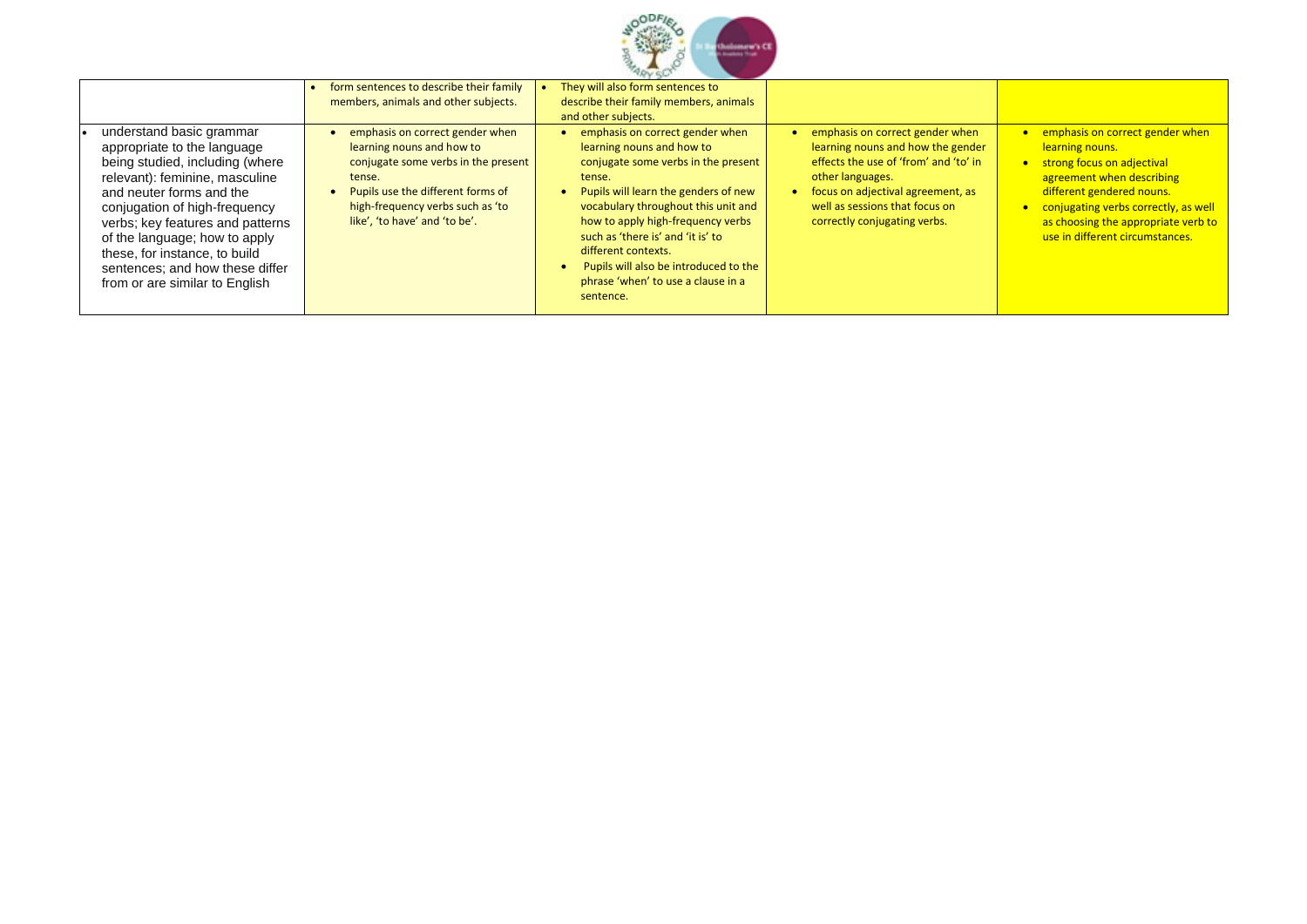| | | | | |
|---|---|---|---|---|
| | • form sentences to describe their family members, animals and other subjects. | • They will also form sentences to describe their family members, animals and other subjects. | | |
| • understand basic grammar appropriate to the language being studied, including (where relevant): feminine, masculine and neuter forms and the conjugation of high-frequency verbs; key features and patterns of the language; how to apply these, for instance, to build sentences; and how these differ from or are similar to English | • emphasis on correct gender when learning nouns and how to conjugate some verbs in the present tense.<br>• Pupils use the different forms of high-frequency verbs such as 'to like', 'to have' and 'to be'. | • emphasis on correct gender when learning nouns and how to conjugate some verbs in the present tense.<br>• Pupils will learn the genders of new vocabulary throughout this unit and how to apply high-frequency verbs such as 'there is' and 'it is' to different contexts.<br>• Pupils will also be introduced to the phrase 'when' to use a clause in a sentence. | • emphasis on correct gender when learning nouns and how the gender effects the use of 'from' and 'to' in other languages.<br>• focus on adjectival agreement, as well as sessions that focus on correctly conjugating verbs. | • emphasis on correct gender when learning nouns.<br>• strong focus on adjectival agreement when describing different gendered nouns.<br>• conjugating verbs correctly, as well as choosing the appropriate verb to use in different circumstances. |